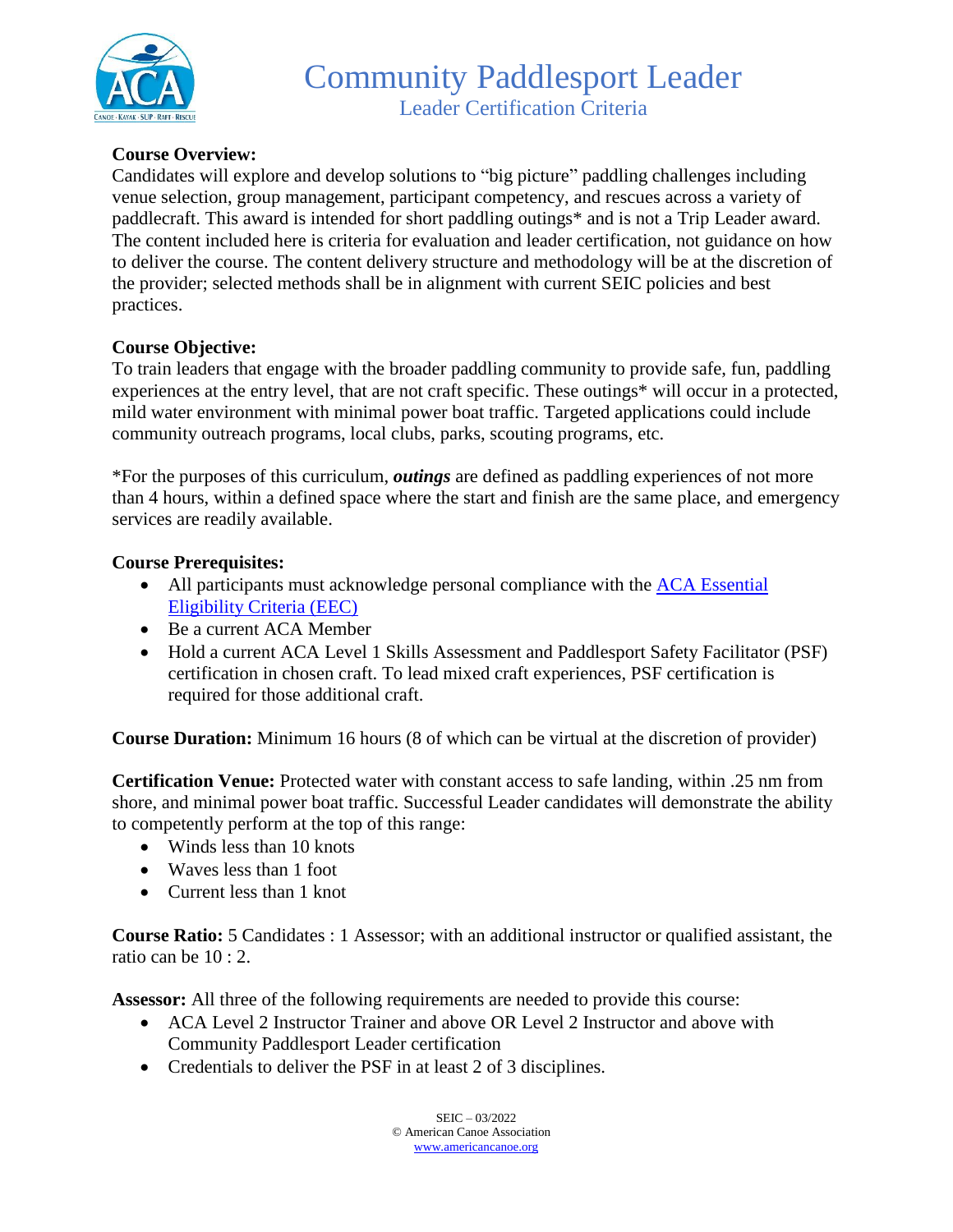# Community Paddlesport Leader

## Leader Certification Criteria

**Course Overview:**
Candidates will explore and develop solutions to "big picture" paddling challenges including venue selection, group management, participant competency, and rescues across a variety of paddlecraft. This award is intended for short paddling outings* and is not a Trip Leader award. The content included here is criteria for evaluation and leader certification, not guidance on how to deliver the course. The content delivery structure and methodology will be at the discretion of the provider; selected methods shall be in alignment with current SEIC policies and best practices.

**Course Objective:**
To train leaders that engage with the broader paddling community to provide safe, fun, paddling experiences at the entry level, that are not craft specific. These outings* will occur in a protected, mild water environment with minimal power boat traffic. Targeted applications could include community outreach programs, local clubs, parks, scouting programs, etc.

*For the purposes of this curriculum, ***outings*** are defined as paddling experiences of not more than 4 hours, within a defined space where the start and finish are the same place, and emergency services are readily available.

**Course Prerequisites:**

- All participants must acknowledge personal compliance with the ACA Essential Eligibility Criteria (EEC)
- Be a current ACA Member
- Hold a current ACA Level 1 Skills Assessment and Paddlesport Safety Facilitator (PSF) certification in chosen craft. To lead mixed craft experiences, PSF certification is required for those additional craft.

**Course Duration:** Minimum 16 hours (8 of which can be virtual at the discretion of provider)

**Certification Venue:** Protected water with constant access to safe landing, within .25 nm from shore, and minimal power boat traffic. Successful Leader candidates will demonstrate the ability to competently perform at the top of this range:

- Winds less than 10 knots
- Waves less than 1 foot
- Current less than 1 knot

**Course Ratio:** 5 Candidates : 1 Assessor; with an additional instructor or qualified assistant, the ratio can be 10 : 2.

**Assessor:** All three of the following requirements are needed to provide this course:

- ACA Level 2 Instructor Trainer and above OR Level 2 Instructor and above with Community Paddlesport Leader certification
- Credentials to deliver the PSF in at least 2 of 3 disciplines.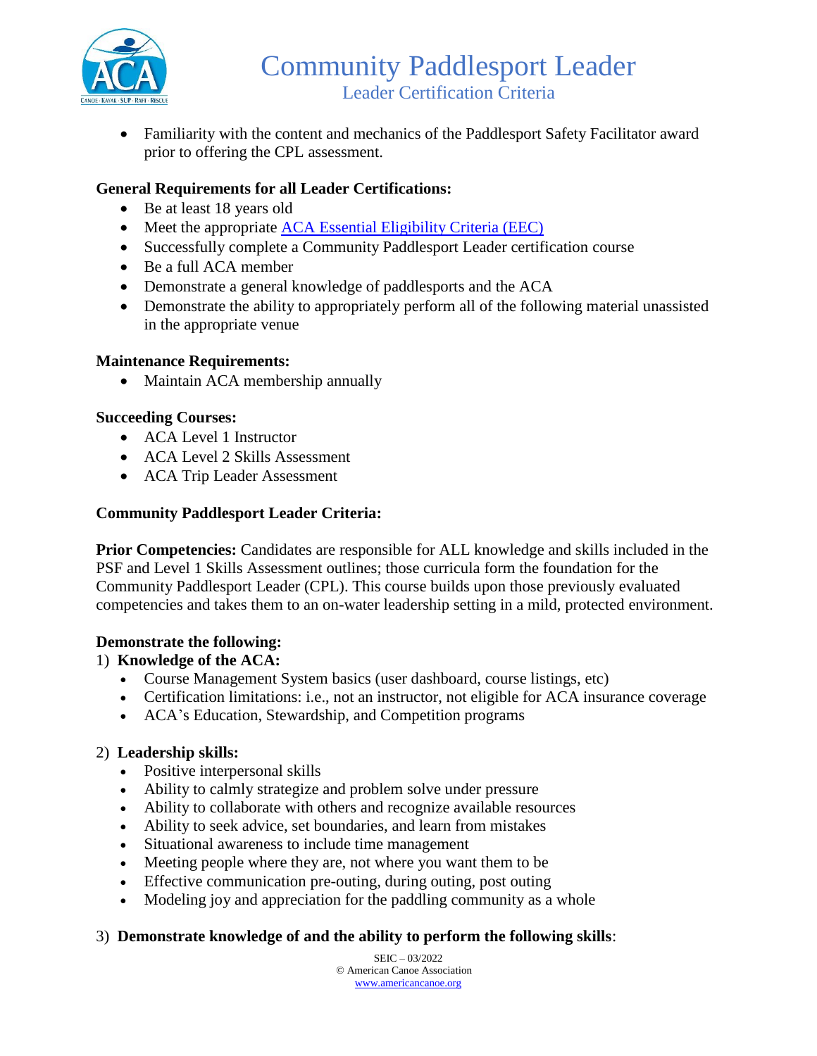- Familiarity with the content and mechanics of the Paddlesport Safety Facilitator award prior to offering the CPL assessment.

**General Requirements for all Leader Certifications:**

- Be at least 18 years old
- Meet the appropriate ACA Essential Eligibility Criteria (EEC)
- Successfully complete a Community Paddlesport Leader certification course
- Be a full ACA member
- Demonstrate a general knowledge of paddlesports and the ACA
- Demonstrate the ability to appropriately perform all of the following material unassisted in the appropriate venue

**Maintenance Requirements:**

- Maintain ACA membership annually

**Succeeding Courses:**

- ACA Level 1 Instructor
- ACA Level 2 Skills Assessment
- ACA Trip Leader Assessment

**Community Paddlesport Leader Criteria:**

**Prior Competencies:** Candidates are responsible for ALL knowledge and skills included in the PSF and Level 1 Skills Assessment outlines; those curricula form the foundation for the Community Paddlesport Leader (CPL). This course builds upon those previously evaluated competencies and takes them to an on-water leadership setting in a mild, protected environment.

**Demonstrate the following:**

1) **Knowledge of the ACA:**
   - Course Management System basics (user dashboard, course listings, etc)
   - Certification limitations: i.e., not an instructor, not eligible for ACA insurance coverage
   - ACA's Education, Stewardship, and Competition programs

2) **Leadership skills:**
   - Positive interpersonal skills
   - Ability to calmly strategize and problem solve under pressure
   - Ability to collaborate with others and recognize available resources
   - Ability to seek advice, set boundaries, and learn from mistakes
   - Situational awareness to include time management
   - Meeting people where they are, not where you want them to be
   - Effective communication pre-outing, during outing, post outing
   - Modeling joy and appreciation for the paddling community as a whole

3) **Demonstrate knowledge of and the ability to perform the following skills**: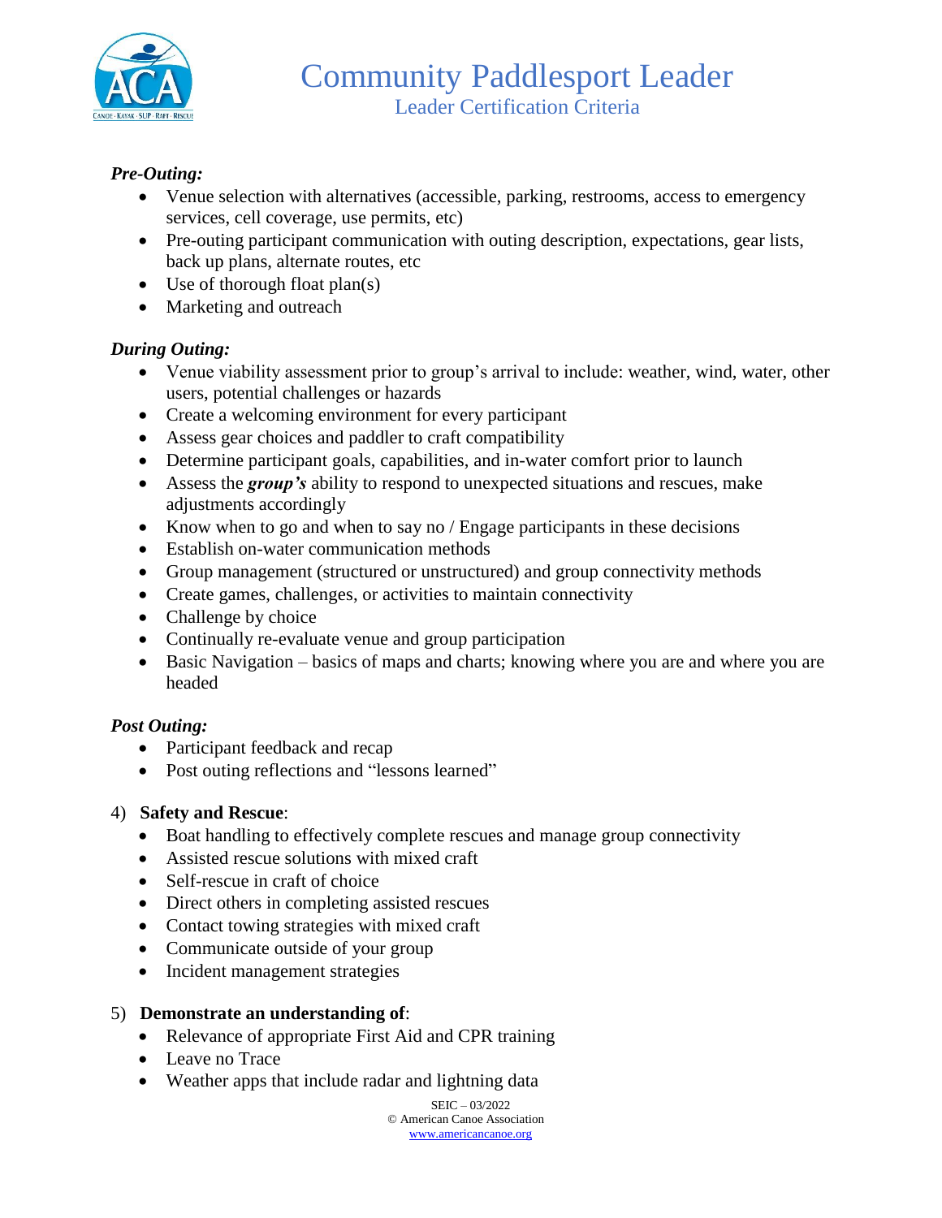***Pre-Outing:***

- Venue selection with alternatives (accessible, parking, restrooms, access to emergency services, cell coverage, use permits, etc)
- Pre-outing participant communication with outing description, expectations, gear lists, back up plans, alternate routes, etc
- Use of thorough float plan(s)
- Marketing and outreach

***During Outing:***

- Venue viability assessment prior to group's arrival to include: weather, wind, water, other users, potential challenges or hazards
- Create a welcoming environment for every participant
- Assess gear choices and paddler to craft compatibility
- Determine participant goals, capabilities, and in-water comfort prior to launch
- Assess the ***group's*** ability to respond to unexpected situations and rescues, make adjustments accordingly
- Know when to go and when to say no / Engage participants in these decisions
- Establish on-water communication methods
- Group management (structured or unstructured) and group connectivity methods
- Create games, challenges, or activities to maintain connectivity
- Challenge by choice
- Continually re-evaluate venue and group participation
- Basic Navigation – basics of maps and charts; knowing where you are and where you are headed

***Post Outing:***

- Participant feedback and recap
- Post outing reflections and "lessons learned"

4) **Safety and Rescue**:
   - Boat handling to effectively complete rescues and manage group connectivity
   - Assisted rescue solutions with mixed craft
   - Self-rescue in craft of choice
   - Direct others in completing assisted rescues
   - Contact towing strategies with mixed craft
   - Communicate outside of your group
   - Incident management strategies

5) **Demonstrate an understanding of**:
   - Relevance of appropriate First Aid and CPR training
   - Leave no Trace
   - Weather apps that include radar and lightning data